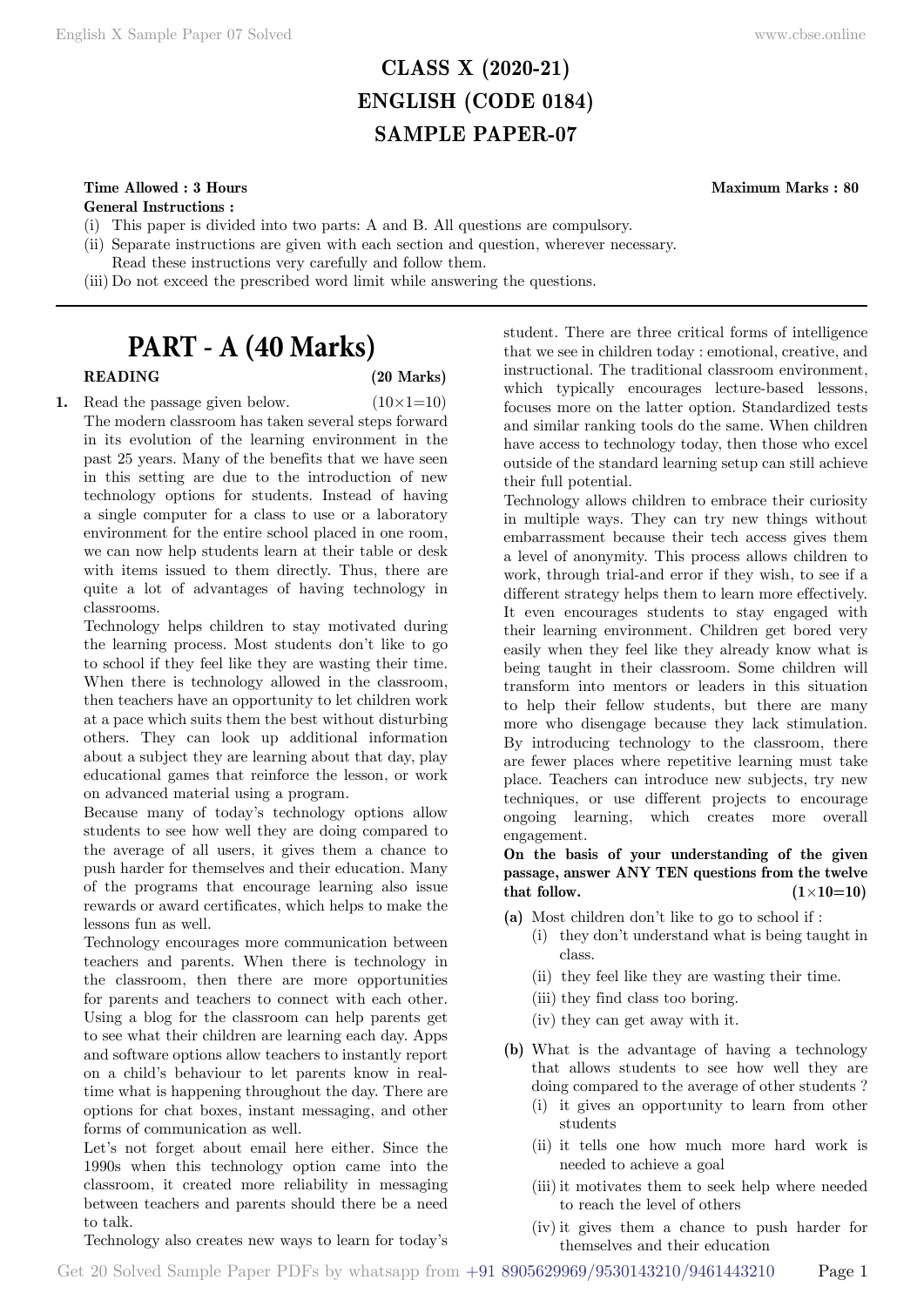# CLASS X (2020-21)
# ENGLISH (CODE 0184)
# SAMPLE PAPER-07

**Time Allowed : 3 Hours** **Maximum Marks : 80**

**General Instructions :**

(i) This paper is divided into two parts: A and B. All questions are compulsory.

(ii) Separate instructions are given with each section and question, wherever necessary. Read these instructions very carefully and follow them.

(iii) Do not exceed the prescribed word limit while answering the questions.

## PART - A (40 Marks)

### READING (20 Marks)

**1.** Read the passage given below. (10×1=10)

The modern classroom has taken several steps forward in its evolution of the learning environment in the past 25 years. Many of the benefits that we have seen in this setting are due to the introduction of new technology options for students. Instead of having a single computer for a class to use or a laboratory environment for the entire school placed in one room, we can now help students learn at their table or desk with items issued to them directly. Thus, there are quite a lot of advantages of having technology in classrooms.

Technology helps children to stay motivated during the learning process. Most students don't like to go to school if they feel like they are wasting their time. When there is technology allowed in the classroom, then teachers have an opportunity to let children work at a pace which suits them the best without disturbing others. They can look up additional information about a subject they are learning about that day, play educational games that reinforce the lesson, or work on advanced material using a program.

Because many of today's technology options allow students to see how well they are doing compared to the average of all users, it gives them a chance to push harder for themselves and their education. Many of the programs that encourage learning also issue rewards or award certificates, which helps to make the lessons fun as well.

Technology encourages more communication between teachers and parents. When there is technology in the classroom, then there are more opportunities for parents and teachers to connect with each other. Using a blog for the classroom can help parents get to see what their children are learning each day. Apps and software options allow teachers to instantly report on a child's behaviour to let parents know in real-time what is happening throughout the day. There are options for chat boxes, instant messaging, and other forms of communication as well.

Let's not forget about email here either. Since the 1990s when this technology option came into the classroom, it created more reliability in messaging between teachers and parents should there be a need to talk.

Technology also creates new ways to learn for today's student. There are three critical forms of intelligence that we see in children today : emotional, creative, and instructional. The traditional classroom environment, which typically encourages lecture-based lessons, focuses more on the latter option. Standardized tests and similar ranking tools do the same. When children have access to technology today, then those who excel outside of the standard learning setup can still achieve their full potential.

Technology allows children to embrace their curiosity in multiple ways. They can try new things without embarrassment because their tech access gives them a level of anonymity. This process allows children to work, through trial-and error if they wish, to see if a different strategy helps them to learn more effectively. It even encourages students to stay engaged with their learning environment. Children get bored very easily when they feel like they already know what is being taught in their classroom. Some children will transform into mentors or leaders in this situation to help their fellow students, but there are many more who disengage because they lack stimulation. By introducing technology to the classroom, there are fewer places where repetitive learning must take place. Teachers can introduce new subjects, try new techniques, or use different projects to encourage ongoing learning, which creates more overall engagement.

**On the basis of your understanding of the given passage, answer ANY TEN questions from the twelve that follow.** **(1×10=10)**

**(a)** Most children don't like to go to school if :

(i) they don't understand what is being taught in class.

(ii) they feel like they are wasting their time.

(iii) they find class too boring.

(iv) they can get away with it.

**(b)** What is the advantage of having a technology that allows students to see how well they are doing compared to the average of other students ?

(i) it gives an opportunity to learn from other students

(ii) it tells one how much more hard work is needed to achieve a goal

(iii) it motivates them to seek help where needed to reach the level of others

(iv) it gives them a chance to push harder for themselves and their education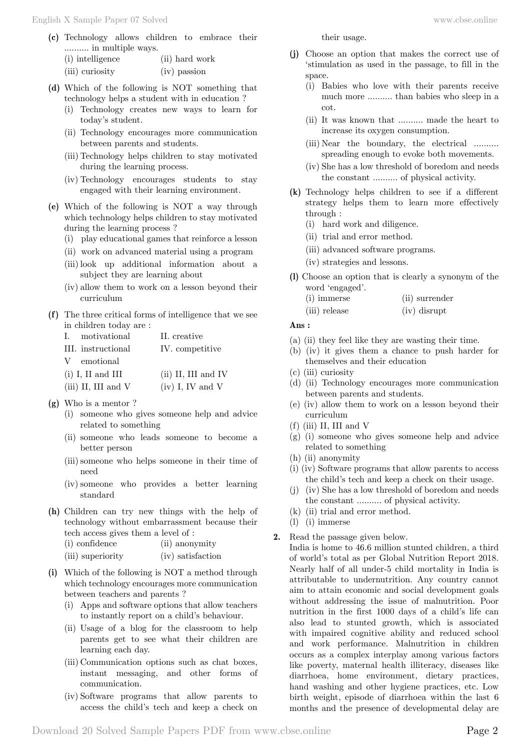**(c)** Technology allows children to embrace their .......... in multiple ways.

(i) intelligence (ii) hard work

(iii) curiosity (iv) passion

**(d)** Which of the following is NOT something that technology helps a student with in education ?

(i) Technology creates new ways to learn for today's student.

(ii) Technology encourages more communication between parents and students.

(iii) Technology helps children to stay motivated during the learning process.

(iv) Technology encourages students to stay engaged with their learning environment.

**(e)** Which of the following is NOT a way through which technology helps children to stay motivated during the learning process ?

(i) play educational games that reinforce a lesson

(ii) work on advanced material using a program

(iii) look up additional information about a subject they are learning about

(iv) allow them to work on a lesson beyond their curriculum

**(f)** The three critical forms of intelligence that we see in children today are :

I. motivational II. creative

III. instructional IV. competitive

V emotional

(i) I, II and III (ii) II, III and IV

(iii) II, III and V (iv) I, IV and V

**(g)** Who is a mentor ?

(i) someone who gives someone help and advice related to something

(ii) someone who leads someone to become a better person

(iii) someone who helps someone in their time of need

(iv) someone who provides a better learning standard

**(h)** Children can try new things with the help of technology without embarrassment because their tech access gives them a level of :

(i) confidence (ii) anonymity

(iii) superiority (iv) satisfaction

**(i)** Which of the following is NOT a method through which technology encourages more communication between teachers and parents ?

(i) Apps and software options that allow teachers to instantly report on a child's behaviour.

(ii) Usage of a blog for the classroom to help parents get to see what their children are learning each day.

(iii) Communication options such as chat boxes, instant messaging, and other forms of communication.

(iv) Software programs that allow parents to access the child's tech and keep a check on their usage.

**(j)** Choose an option that makes the correct use of 'stimulation as used in the passage, to fill in the space.

(i) Babies who love with their parents receive much more .......... than babies who sleep in a cot.

(ii) It was known that .......... made the heart to increase its oxygen consumption.

(iii) Near the boundary, the electrical .......... spreading enough to evoke both movements.

(iv) She has a low threshold of boredom and needs the constant .......... of physical activity.

**(k)** Technology helps children to see if a different strategy helps them to learn more effectively through :

(i) hard work and diligence.

(ii) trial and error method.

(iii) advanced software programs.

(iv) strategies and lessons.

**(l)** Choose an option that is clearly a synonym of the word 'engaged'.

(i) immerse (ii) surrender

(iii) release (iv) disrupt

**Ans :**

(a) (ii) they feel like they are wasting their time.

(b) (iv) it gives them a chance to push harder for themselves and their education

(c) (iii) curiosity

(d) (ii) Technology encourages more communication between parents and students.

(e) (iv) allow them to work on a lesson beyond their curriculum

(f) (iii) II, III and V

(g) (i) someone who gives someone help and advice related to something

(h) (ii) anonymity

(i) (iv) Software programs that allow parents to access the child's tech and keep a check on their usage.

(j) (iv) She has a low threshold of boredom and needs the constant .......... of physical activity.

(k) (ii) trial and error method.

(l) (i) immerse

**2.** Read the passage given below.

India is home to 46.6 million stunted children, a third of world's total as per Global Nutrition Report 2018. Nearly half of all under-5 child mortality in India is attributable to undernutrition. Any country cannot aim to attain economic and social development goals without addressing the issue of malnutrition. Poor nutrition in the first 1000 days of a child's life can also lead to stunted growth, which is associated with impaired cognitive ability and reduced school and work performance. Malnutrition in children occurs as a complex interplay among various factors like poverty, maternal health illiteracy, diseases like diarrhoea, home environment, dietary practices, hand washing and other hygiene practices, etc. Low birth weight, episode of diarrhoea within the last 6 months and the presence of developmental delay are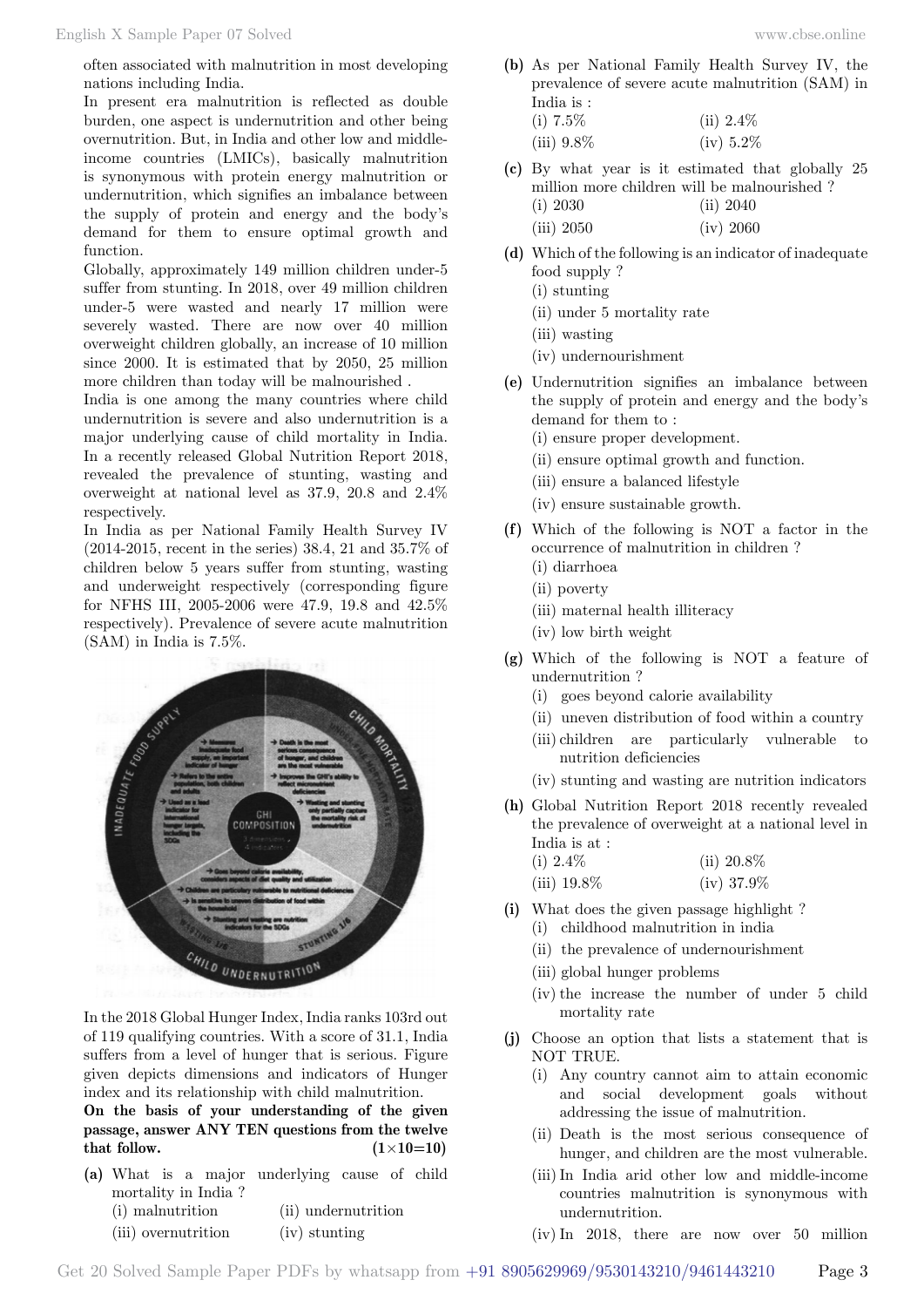often associated with malnutrition in most developing nations including India.

In present era malnutrition is reflected as double burden, one aspect is undernutrition and other being overnutrition. But, in India and other low and middle-income countries (LMICs), basically malnutrition is synonymous with protein energy malnutrition or undernutrition, which signifies an imbalance between the supply of protein and energy and the body's demand for them to ensure optimal growth and function.

Globally, approximately 149 million children under-5 suffer from stunting. In 2018, over 49 million children under-5 were wasted and nearly 17 million were severely wasted. There are now over 40 million overweight children globally, an increase of 10 million since 2000. It is estimated that by 2050, 25 million more children than today will be malnourished .

India is one among the many countries where child undernutrition is severe and also undernutrition is a major underlying cause of child mortality in India. In a recently released Global Nutrition Report 2018, revealed the prevalence of stunting, wasting and overweight at national level as 37.9, 20.8 and 2.4% respectively.

In India as per National Family Health Survey IV (2014-2015, recent in the series) 38.4, 21 and 35.7% of children below 5 years suffer from stunting, wasting and underweight respectively (corresponding figure for NFHS III, 2005-2006 were 47.9, 19.8 and 42.5% respectively). Prevalence of severe acute malnutrition (SAM) in India is 7.5%.

In the 2018 Global Hunger Index, India ranks 103rd out of 119 qualifying countries. With a score of 31.1, India suffers from a level of hunger that is serious. Figure given depicts dimensions and indicators of Hunger index and its relationship with child malnutrition.

**On the basis of your understanding of the given passage, answer ANY TEN questions from the twelve that follow. (1×10=10)**

**(a)** What is a major underlying cause of child mortality in India ?
(i) malnutrition (ii) undernutrition
(iii) overnutrition (iv) stunting

**(b)** As per National Family Health Survey IV, the prevalence of severe acute malnutrition (SAM) in India is :
(i) 7.5% (ii) 2.4%
(iii) 9.8% (iv) 5.2%

**(c)** By what year is it estimated that globally 25 million more children will be malnourished ?
(i) 2030 (ii) 2040
(iii) 2050 (iv) 2060

**(d)** Which of the following is an indicator of inadequate food supply ?
(i) stunting
(ii) under 5 mortality rate
(iii) wasting
(iv) undernourishment

**(e)** Undernutrition signifies an imbalance between the supply of protein and energy and the body's demand for them to :
(i) ensure proper development.
(ii) ensure optimal growth and function.
(iii) ensure a balanced lifestyle
(iv) ensure sustainable growth.

**(f)** Which of the following is NOT a factor in the occurrence of malnutrition in children ?
(i) diarrhoea
(ii) poverty
(iii) maternal health illiteracy
(iv) low birth weight

**(g)** Which of the following is NOT a feature of undernutrition ?
(i) goes beyond calorie availability
(ii) uneven distribution of food within a country
(iii) children are particularly vulnerable to nutrition deficiencies
(iv) stunting and wasting are nutrition indicators

**(h)** Global Nutrition Report 2018 recently revealed the prevalence of overweight at a national level in India is at :
(i) 2.4% (ii) 20.8%
(iii) 19.8% (iv) 37.9%

**(i)** What does the given passage highlight ?
(i) childhood malnutrition in india
(ii) the prevalence of undernourishment
(iii) global hunger problems
(iv) the increase the number of under 5 child mortality rate

**(j)** Choose an option that lists a statement that is NOT TRUE.
(i) Any country cannot aim to attain economic and social development goals without addressing the issue of malnutrition.
(ii) Death is the most serious consequence of hunger, and children are the most vulnerable.
(iii) In India arid other low and middle-income countries malnutrition is synonymous with undernutrition.
(iv) In 2018, there are now over 50 million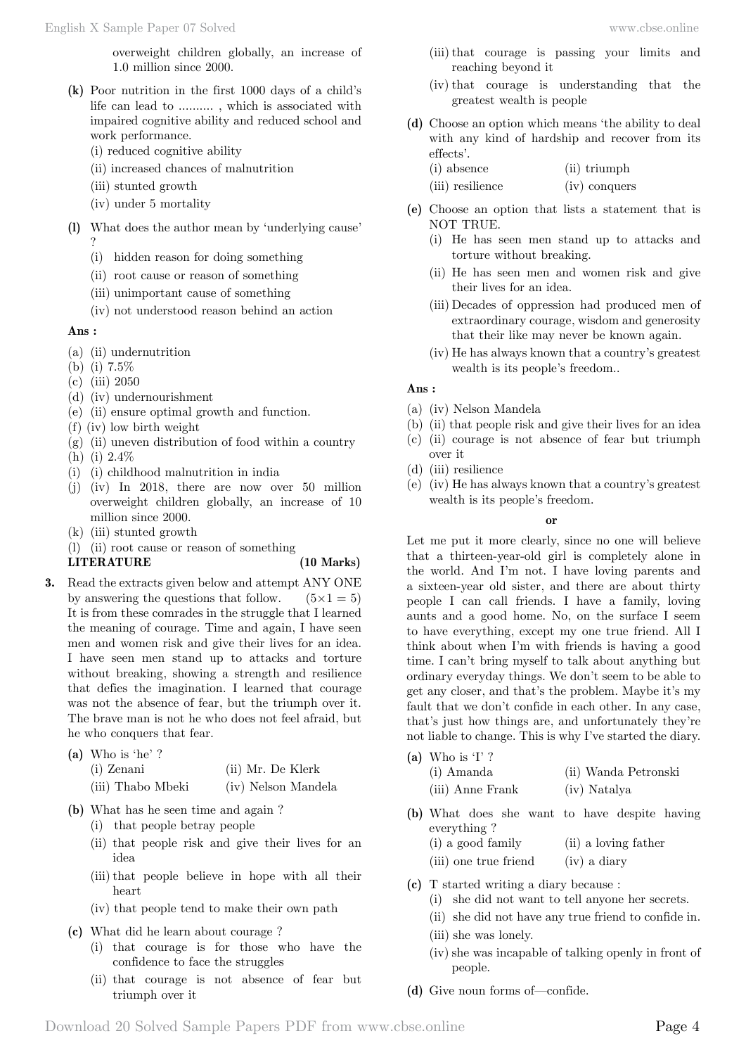overweight children globally, an increase of 1.0 million since 2000.

**(k)** Poor nutrition in the first 1000 days of a child's life can lead to .......... , which is associated with impaired cognitive ability and reduced school and work performance.

(i) reduced cognitive ability
(ii) increased chances of malnutrition
(iii) stunted growth
(iv) under 5 mortality

**(l)** What does the author mean by 'underlying cause' ?

(i) hidden reason for doing something
(ii) root cause or reason of something
(iii) unimportant cause of something
(iv) not understood reason behind an action

**Ans :**

(a) (ii) undernutrition
(b) (i) 7.5%
(c) (iii) 2050
(d) (iv) undernourishment
(e) (ii) ensure optimal growth and function.
(f) (iv) low birth weight
(g) (ii) uneven distribution of food within a country
(h) (i) 2.4%
(i) (i) childhood malnutrition in india
(j) (iv) In 2018, there are now over 50 million overweight children globally, an increase of 10 million since 2000.
(k) (iii) stunted growth
(l) (ii) root cause or reason of something

**LITERATURE (10 Marks)**

**3.** Read the extracts given below and attempt ANY ONE by answering the questions that follow. $(5\times1 = 5)$

It is from these comrades in the struggle that I learned the meaning of courage. Time and again, I have seen men and women risk and give their lives for an idea. I have seen men stand up to attacks and torture without breaking, showing a strength and resilience that defies the imagination. I learned that courage was not the absence of fear, but the triumph over it. The brave man is not he who does not feel afraid, but he who conquers that fear.

**(a)** Who is 'he' ?

(i) Zenani
(ii) Mr. De Klerk
(iii) Thabo Mbeki
(iv) Nelson Mandela

**(b)** What has he seen time and again ?

(i) that people betray people
(ii) that people risk and give their lives for an idea
(iii) that people believe in hope with all their heart
(iv) that people tend to make their own path

**(c)** What did he learn about courage ?

(i) that courage is for those who have the confidence to face the struggles
(ii) that courage is not absence of fear but triumph over it
(iii) that courage is passing your limits and reaching beyond it
(iv) that courage is understanding that the greatest wealth is people

**(d)** Choose an option which means 'the ability to deal with any kind of hardship and recover from its effects'.

(i) absence
(ii) triumph
(iii) resilience
(iv) conquers

**(e)** Choose an option that lists a statement that is NOT TRUE.

(i) He has seen men stand up to attacks and torture without breaking.
(ii) He has seen men and women risk and give their lives for an idea.
(iii) Decades of oppression had produced men of extraordinary courage, wisdom and generosity that their like may never be known again.
(iv) He has always known that a country's greatest wealth is its people's freedom..

**Ans :**

(a) (iv) Nelson Mandela
(b) (ii) that people risk and give their lives for an idea
(c) (ii) courage is not absence of fear but triumph over it
(d) (iii) resilience
(e) (iv) He has always known that a country's greatest wealth is its people's freedom.

**or**

Let me put it more clearly, since no one will believe that a thirteen-year-old girl is completely alone in the world. And I'm not. I have loving parents and a sixteen-year old sister, and there are about thirty people I can call friends. I have a family, loving aunts and a good home. No, on the surface I seem to have everything, except my one true friend. All I think about when I'm with friends is having a good time. I can't bring myself to talk about anything but ordinary everyday things. We don't seem to be able to get any closer, and that's the problem. Maybe it's my fault that we don't confide in each other. In any case, that's just how things are, and unfortunately they're not liable to change. This is why I've started the diary.

**(a)** Who is 'I' ?

(i) Amanda
(ii) Wanda Petronski
(iii) Anne Frank
(iv) Natalya

**(b)** What does she want to have despite having everything ?

(i) a good family
(ii) a loving father
(iii) one true friend
(iv) a diary

**(c)** 'I' started writing a diary because :

(i) she did not want to tell anyone her secrets.
(ii) she did not have any true friend to confide in.
(iii) she was lonely.
(iv) she was incapable of talking openly in front of people.

**(d)** Give noun forms of—confide.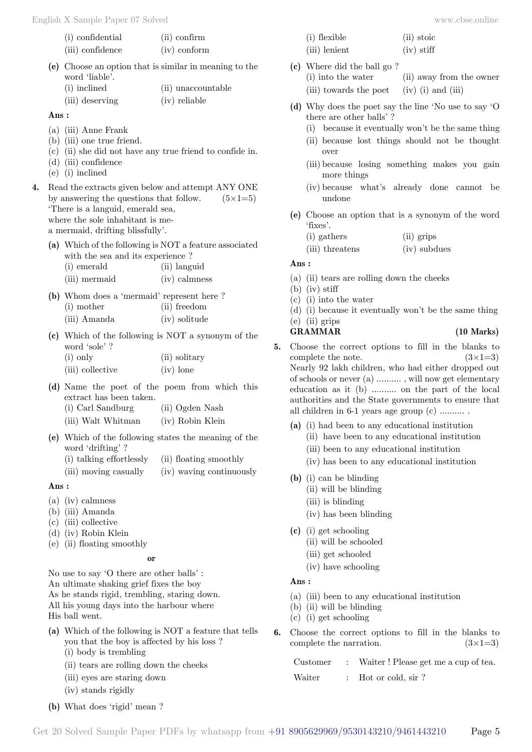(i) confidential (ii) confirm
(iii) confidence (iv) conform

**(e)** Choose an option that is similar in meaning to the word 'liable'.
(i) inclined (ii) unaccountable
(iii) deserving (iv) reliable

**Ans :**

(a) (iii) Anne Frank
(b) (iii) one true friend.
(c) (ii) she did not have any true friend to confide in.
(d) (iii) confidence
(e) (i) inclined

**4.** Read the extracts given below and attempt ANY ONE by answering the questions that follow. (5×1=5)

'There is a languid, emerald sea,
where the sole inhabitant is me-
a mermaid, drifting blissfully'.

**(a)** Which of the following is NOT a feature associated with the sea and its experience ?
(i) emerald (ii) languid
(iii) mermaid (iv) calmness

**(b)** Whom does a 'mermaid' represent here ?
(i) mother (ii) freedom
(iii) Amanda (iv) solitude

**(c)** Which of the following is NOT a synonym of the word 'sole' ?
(i) only (ii) solitary
(iii) collective (iv) lone

**(d)** Name the poet of the poem from which this extract has been taken.
(i) Carl Sandburg (ii) Ogden Nash
(iii) Walt Whitman (iv) Robin Klein

**(e)** Which of the following states the meaning of the word 'drifting' ?
(i) talking effortlessly (ii) floating smoothly
(iii) moving casually (iv) waving continuously

**Ans :**

(a) (iv) calmness
(b) (iii) Amanda
(c) (iii) collective
(d) (iv) Robin Klein
(e) (ii) floating smoothly

**or**

No use to say 'O there are other balls' :
An ultimate shaking grief fixes the boy
As he stands rigid, trembling, staring down.
All his young days into the harbour where
His ball went.

**(a)** Which of the following is NOT a feature that tells you that the boy is affected by his loss ?
(i) body is trembling
(ii) tears are rolling down the cheeks
(iii) eyes are staring down
(iv) stands rigidly

**(b)** What does 'rigid' mean ?
(i) flexible (ii) stoic
(iii) lenient (iv) stiff

**(c)** Where did the ball go ?
(i) into the water (ii) away from the owner
(iii) towards the poet (iv) (i) and (iii)

**(d)** Why does the poet say the line 'No use to say 'O there are other balls' ?
(i) because it eventually won't be the same thing
(ii) because lost things should not be thought over
(iii) because losing something makes you gain more things
(iv) because what's already done cannot be undone

**(e)** Choose an option that is a synonym of the word 'fixes'.
(i) gathers (ii) grips
(iii) threatens (iv) subdues

**Ans :**

(a) (ii) tears are rolling down the cheeks
(b) (iv) stiff
(c) (i) into the water
(d) (i) because it eventually won't be the same thing
(e) (ii) grips

## GRAMMAR (10 Marks)

**5.** Choose the correct options to fill in the blanks to complete the note. (3×1=3)

Nearly 92 lakh children, who had either dropped out of schools or never (a) .......... , will now get elementary education as it (b) .......... on the part of the local authorities and the State governments to ensure that all children in 6-1 years age group (c) .......... .

**(a)** (i) had been to any educational institution
(ii) have been to any educational institution
(iii) been to any educational institution
(iv) has been to any educational institution

**(b)** (i) can be blinding
(ii) will be blinding
(iii) is blinding
(iv) has been blinding

**(c)** (i) get schooling
(ii) will be schooled
(iii) get schooled
(iv) have schooling

**Ans :**

(a) (iii) been to any educational institution
(b) (ii) will be blinding
(c) (i) get schooling

**6.** Choose the correct options to fill in the blanks to complete the narration. (3×1=3)

Customer : Waiter ! Please get me a cup of tea.

Waiter : Hot or cold, sir ?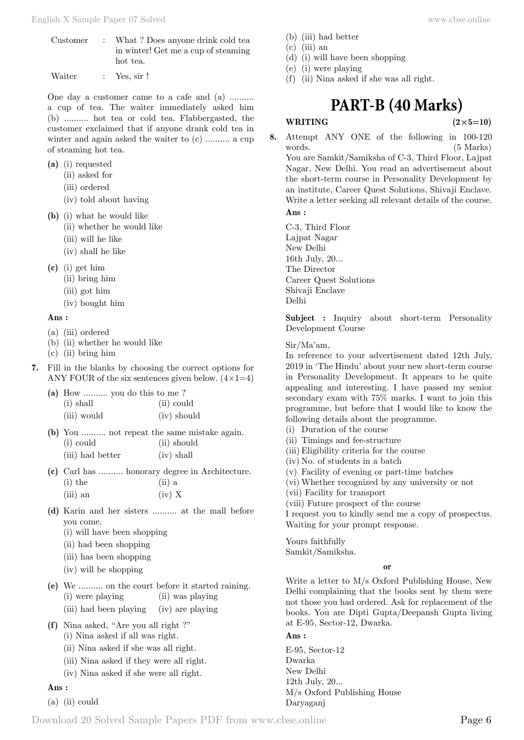| | | |
|---|---|---|
| Customer | : | What ? Does anyone drink cold tea in winter! Get me a cup of steaming hot tea. |
| Waiter | : | Yes, sir ! |

One day a customer came to a cafe and (a) .......... a cup of tea. The waiter immediately asked him (b) .......... hot tea or cold tea. Flabbergasted, the customer exclaimed that if anyone drank cold tea in winter and again asked the waiter to (c) .......... a cup of steaming hot tea.

**(a)** (i) requested
(ii) asked for
(iii) ordered
(iv) told about having

**(b)** (i) what he would like
(ii) whether he would like
(iii) will he like
(iv) shall he like

**(c)** (i) get him
(ii) bring him
(iii) got him
(iv) bought him

**Ans :**

(a) (iii) ordered
(b) (ii) whether he would like
(c) (ii) bring him

**7.** Fill in the blanks by choosing the correct options for ANY FOUR of the six sentences given below. (4×1=4)

**(a)** How .......... you do this to me ?
(i) shall (ii) could
(iii) would (iv) should

**(b)** You .......... not repeat the same mistake again.
(i) could (ii) should
(iii) had better (iv) shall

**(c)** Carl has .......... honorary degree in Architecture.
(i) the (ii) a
(iii) an (iv) X

**(d)** Karin and her sisters .......... at the mall before you come.
(i) will have been shopping
(ii) had been shopping
(iii) has been shopping
(iv) will be shopping

**(e)** We .......... on the court before it started raining.
(i) were playing (ii) was playing
(iii) had been playing (iv) are playing

**(f)** Nina asked, "Are you all right ?"
(i) Nina asked if all was right.
(ii) Nina asked if she was all right.
(iii) Nina asked if they were all right.
(iv) Nina asked if she were all right.

**Ans :**

(a) (ii) could
(b) (iii) had better
(c) (iii) an
(d) (i) will have been shopping
(e) (i) were playing
(f) (ii) Nina asked if she was all right.

# PART-B (40 Marks)

**WRITING (2×5=10)**

**8.** Attempt ANY ONE of the following in 100-120 words. (5 Marks)
You are Samkit/Samiksha of C-3, Third Floor, Lajpat Nagar, New Delhi. You read an advertisement about the short-term course in Personality Development by an institute, Career Quest Solutions, Shivaji Enclave. Write a letter seeking all relevant details of the course.

**Ans :**

C-3, Third Floor
Lajpat Nagar
New Delhi
16th July, 20...
The Director
Career Quest Solutions
Shivaji Enclave
Delhi

**Subject :** Inquiry about short-term Personality Development Course

Sir/Ma'am,
In reference to your advertisement dated 12th July, 2019 in 'The Hindu' about your new short-term course in Personality Development. It appears to be quite appealing and interesting. I have passed my senior secondary exam with 75% marks. I want to join this programme, but before that I would like to know the following details about the programme.
(i) Duration of the course
(ii) Timings and fee-structure
(iii) Eligibility criteria for the course
(iv) No. of students in a batch
(v) Facility of evening or part-time batches
(vi) Whether recognized by any university or not
(vii) Facility for transport
(viii) Future prospect of the course
I request you to kindly send me a copy of prospectus. Waiting for your prompt response.

Yours faithfully
Samkit/Samiksha.

**or**

Write a letter to M/s Oxford Publishing House, New Delhi complaining that the books sent by them were not those you had ordered. Ask for replacement of the books. You are Dipti Gupta/Deepansh Gupta living at E-95, Sector-12, Dwarka.

**Ans :**

E-95, Sector-12
Dwarka
New Delhi
12th July, 20...
M/s Oxford Publishing House
Daryaganj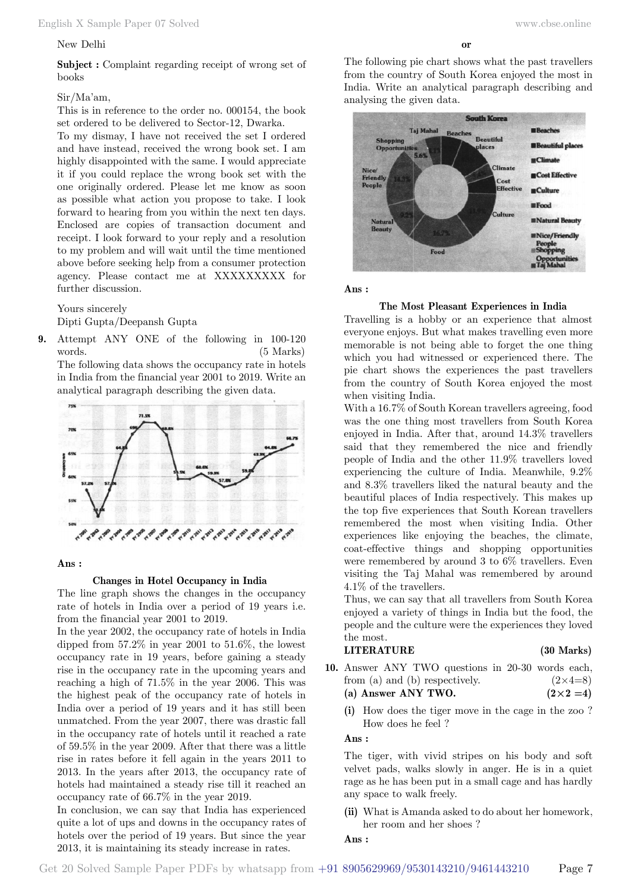New Delhi

**Subject :** Complaint regarding receipt of wrong set of books

Sir/Ma'am,

This is in reference to the order no. 000154, the book set ordered to be delivered to Sector-12, Dwarka.

To my dismay, I have not received the set I ordered and have instead, received the wrong book set. I am highly disappointed with the same. I would appreciate it if you could replace the wrong book set with the one originally ordered. Please let me know as soon as possible what action you propose to take. I look forward to hearing from you within the next ten days. Enclosed are copies of transaction document and receipt. I look forward to your reply and a resolution to my problem and will wait until the time mentioned above before seeking help from a consumer protection agency. Please contact me at XXXXXXXXX for further discussion.

Yours sincerely

Dipti Gupta/Deepansh Gupta

**9.** Attempt ANY ONE of the following in 100-120 words. (5 Marks)

The following data shows the occupancy rate in hotels in India from the financial year 2001 to 2019. Write an analytical paragraph describing the given data.

**Ans :**

**Changes in Hotel Occupancy in India**

The line graph shows the changes in the occupancy rate of hotels in India over a period of 19 years i.e. from the financial year 2001 to 2019.

In the year 2002, the occupancy rate of hotels in India dipped from 57.2% in year 2001 to 51.6%, the lowest occupancy rate in 19 years, before gaining a steady rise in the occupancy rate in the upcoming years and reaching a high of 71.5% in the year 2006. This was the highest peak of the occupancy rate of hotels in India over a period of 19 years and it has still been unmatched. From the year 2007, there was drastic fall in the occupancy rate of hotels until it reached a rate of 59.5% in the year 2009. After that there was a little rise in rates before it fell again in the years 2011 to 2013. In the years after 2013, the occupancy rate of hotels had maintained a steady rise till it reached an occupancy rate of 66.7% in the year 2019.

In conclusion, we can say that India has experienced quite a lot of ups and downs in the occupancy rates of hotels over the period of 19 years. But since the year 2013, it is maintaining its steady increase in rates.

**or**

The following pie chart shows what the past travellers from the country of South Korea enjoyed the most in India. Write an analytical paragraph describing and analysing the given data.

**Ans :**

**The Most Pleasant Experiences in India**

Travelling is a hobby or an experience that almost everyone enjoys. But what makes travelling even more memorable is not being able to forget the one thing which you had witnessed or experienced there. The pie chart shows the experiences the past travellers from the country of South Korea enjoyed the most when visiting India.

With a 16.7% of South Korean travellers agreeing, food was the one thing most travellers from South Korea enjoyed in India. After that, around 14.3% travellers said that they remembered the nice and friendly people of India and the other 11.9% travellers loved experiencing the culture of India. Meanwhile, 9.2% and 8.3% travellers liked the natural beauty and the beautiful places of India respectively. This makes up the top five experiences that South Korean travellers remembered the most when visiting India. Other experiences like enjoying the beaches, the climate, coat-effective things and shopping opportunities were remembered by around 3 to 6% travellers. Even visiting the Taj Mahal was remembered by around 4.1% of the travellers.

Thus, we can say that all travellers from South Korea enjoyed a variety of things in India but the food, the people and the culture were the experiences they loved the most.

**LITERATURE (30 Marks)**

**10.** Answer ANY TWO questions in 20-30 words each, from (a) and (b) respectively. (2×4=8)

**(a) Answer ANY TWO. (2×2 =4)**

**(i)** How does the tiger move in the cage in the zoo ? How does he feel ?

**Ans :**

The tiger, with vivid stripes on his body and soft velvet pads, walks slowly in anger. He is in a quiet rage as he has been put in a small cage and has hardly any space to walk freely.

**(ii)** What is Amanda asked to do about her homework, her room and her shoes ?

**Ans :**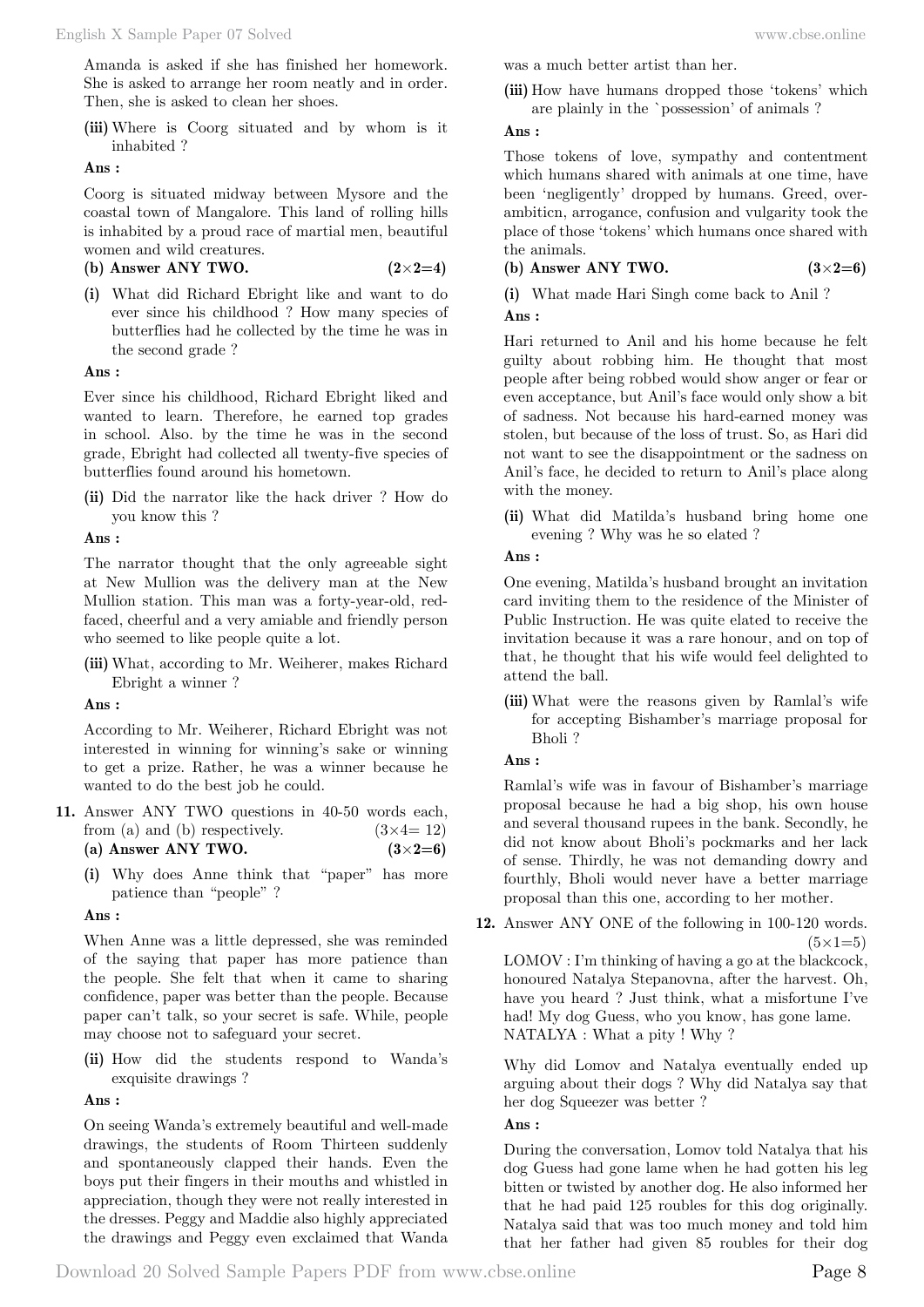Amanda is asked if she has finished her homework. She is asked to arrange her room neatly and in order. Then, she is asked to clean her shoes.

**(iii)** Where is Coorg situated and by whom is it inhabited ?

**Ans :**

Coorg is situated midway between Mysore and the coastal town of Mangalore. This land of rolling hills is inhabited by a proud race of martial men, beautiful women and wild creatures.

**(b) Answer ANY TWO. (2×2=4)**

**(i)** What did Richard Ebright like and want to do ever since his childhood ? How many species of butterflies had he collected by the time he was in the second grade ?

**Ans :**

Ever since his childhood, Richard Ebright liked and wanted to learn. Therefore, he earned top grades in school. Also. by the time he was in the second grade, Ebright had collected all twenty-five species of butterflies found around his hometown.

**(ii)** Did the narrator like the hack driver ? How do you know this ?

**Ans :**

The narrator thought that the only agreeable sight at New Mullion was the delivery man at the New Mullion station. This man was a forty-year-old, red-faced, cheerful and a very amiable and friendly person who seemed to like people quite a lot.

**(iii)** What, according to Mr. Weiherer, makes Richard Ebright a winner ?

**Ans :**

According to Mr. Weiherer, Richard Ebright was not interested in winning for winning's sake or winning to get a prize. Rather, he was a winner because he wanted to do the best job he could.

**11.** Answer ANY TWO questions in 40-50 words each, from (a) and (b) respectively. (3×4= 12)

**(a) Answer ANY TWO. (3×2=6)**

**(i)** Why does Anne think that "paper" has more patience than "people" ?

**Ans :**

When Anne was a little depressed, she was reminded of the saying that paper has more patience than the people. She felt that when it came to sharing confidence, paper was better than the people. Because paper can't talk, so your secret is safe. While, people may choose not to safeguard your secret.

**(ii)** How did the students respond to Wanda's exquisite drawings ?

**Ans :**

On seeing Wanda's extremely beautiful and well-made drawings, the students of Room Thirteen suddenly and spontaneously clapped their hands. Even the boys put their fingers in their mouths and whistled in appreciation, though they were not really interested in the dresses. Peggy and Maddie also highly appreciated the drawings and Peggy even exclaimed that Wanda was a much better artist than her.

**(iii)** How have humans dropped those 'tokens' which are plainly in the `possession' of animals ?

**Ans :**

Those tokens of love, sympathy and contentment which humans shared with animals at one time, have been 'negligently' dropped by humans. Greed, over-ambiticn, arrogance, confusion and vulgarity took the place of those 'tokens' which humans once shared with the animals.

**(b) Answer ANY TWO. (3×2=6)**

**(i)** What made Hari Singh come back to Anil ?

**Ans :**

Hari returned to Anil and his home because he felt guilty about robbing him. He thought that most people after being robbed would show anger or fear or even acceptance, but Anil's face would only show a bit of sadness. Not because his hard-earned money was stolen, but because of the loss of trust. So, as Hari did not want to see the disappointment or the sadness on Anil's face, he decided to return to Anil's place along with the money.

**(ii)** What did Matilda's husband bring home one evening ? Why was he so elated ?

**Ans :**

One evening, Matilda's husband brought an invitation card inviting them to the residence of the Minister of Public Instruction. He was quite elated to receive the invitation because it was a rare honour, and on top of that, he thought that his wife would feel delighted to attend the ball.

**(iii)** What were the reasons given by Ramlal's wife for accepting Bishamber's marriage proposal for Bholi ?

**Ans :**

Ramlal's wife was in favour of Bishamber's marriage proposal because he had a big shop, his own house and several thousand rupees in the bank. Secondly, he did not know about Bholi's pockmarks and her lack of sense. Thirdly, he was not demanding dowry and fourthly, Bholi would never have a better marriage proposal than this one, according to her mother.

**12.** Answer ANY ONE of the following in 100-120 words. (5×1=5)

LOMOV : I'm thinking of having a go at the blackcock, honoured Natalya Stepanovna, after the harvest. Oh, have you heard ? Just think, what a misfortune I've had! My dog Guess, who you know, has gone lame.
NATALYA : What a pity ! Why ?

Why did Lomov and Natalya eventually ended up arguing about their dogs ? Why did Natalya say that her dog Squeezer was better ?

**Ans :**

During the conversation, Lomov told Natalya that his dog Guess had gone lame when he had gotten his leg bitten or twisted by another dog. He also informed her that he had paid 125 roubles for this dog originally. Natalya said that was too much money and told him that her father had given 85 roubles for their dog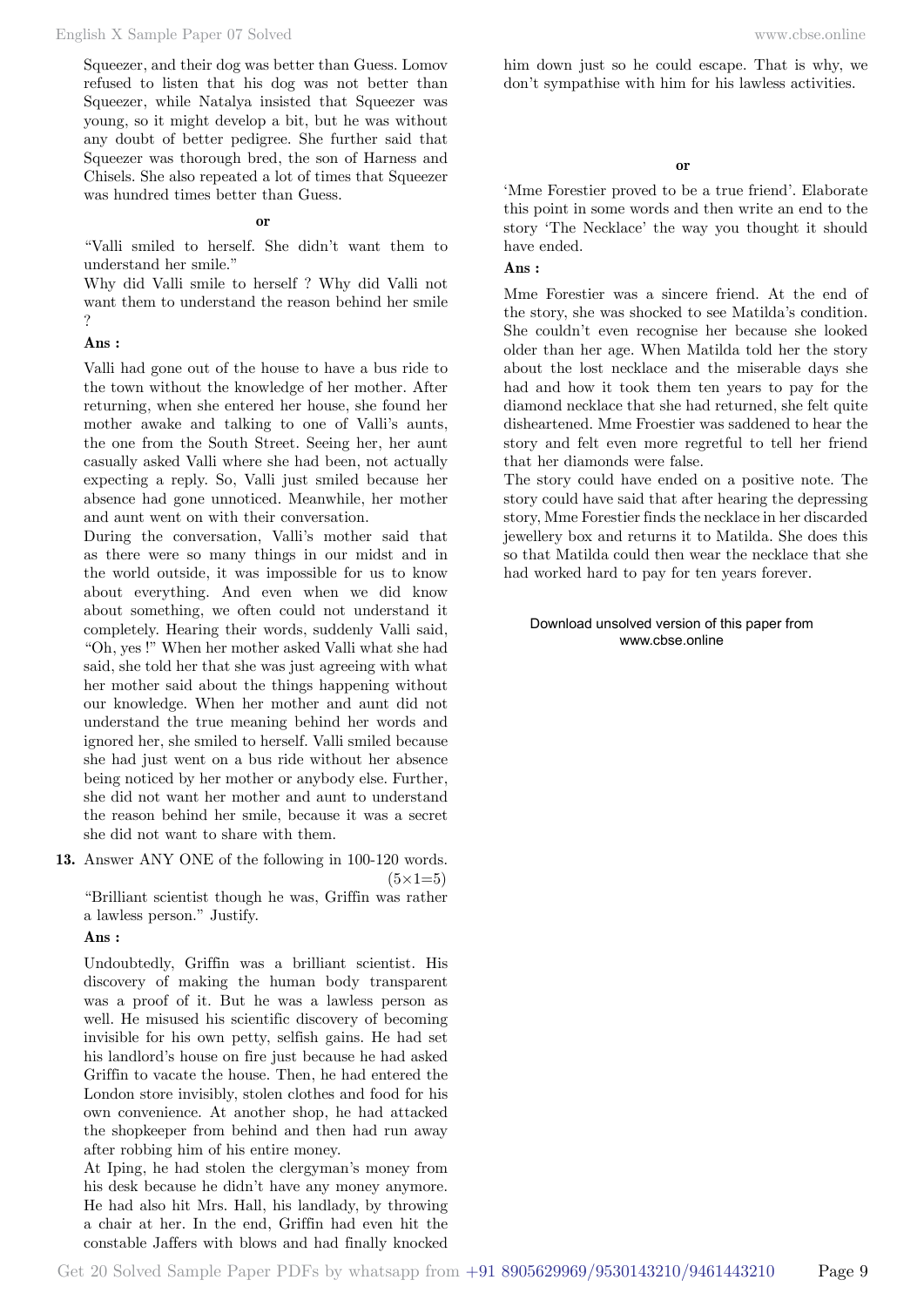Squeezer, and their dog was better than Guess. Lomov refused to listen that his dog was not better than Squeezer, while Natalya insisted that Squeezer was young, so it might develop a bit, but he was without any doubt of better pedigree. She further said that Squeezer was thorough bred, the son of Harness and Chisels. She also repeated a lot of times that Squeezer was hundred times better than Guess.

**or**

"Valli smiled to herself. She didn't want them to understand her smile."

Why did Valli smile to herself ? Why did Valli not want them to understand the reason behind her smile ?

**Ans :**

Valli had gone out of the house to have a bus ride to the town without the knowledge of her mother. After returning, when she entered her house, she found her mother awake and talking to one of Valli's aunts, the one from the South Street. Seeing her, her aunt casually asked Valli where she had been, not actually expecting a reply. So, Valli just smiled because her absence had gone unnoticed. Meanwhile, her mother and aunt went on with their conversation.

During the conversation, Valli's mother said that as there were so many things in our midst and in the world outside, it was impossible for us to know about everything. And even when we did know about something, we often could not understand it completely. Hearing their words, suddenly Valli said, "Oh, yes !" When her mother asked Valli what she had said, she told her that she was just agreeing with what her mother said about the things happening without our knowledge. When her mother and aunt did not understand the true meaning behind her words and ignored her, she smiled to herself. Valli smiled because she had just went on a bus ride without her absence being noticed by her mother or anybody else. Further, she did not want her mother and aunt to understand the reason behind her smile, because it was a secret she did not want to share with them.

**13.** Answer ANY ONE of the following in 100-120 words. (5×1=5)

"Brilliant scientist though he was, Griffin was rather a lawless person." Justify.

**Ans :**

Undoubtedly, Griffin was a brilliant scientist. His discovery of making the human body transparent was a proof of it. But he was a lawless person as well. He misused his scientific discovery of becoming invisible for his own petty, selfish gains. He had set his landlord's house on fire just because he had asked Griffin to vacate the house. Then, he had entered the London store invisibly, stolen clothes and food for his own convenience. At another shop, he had attacked the shopkeeper from behind and then had run away after robbing him of his entire money.

At Iping, he had stolen the clergyman's money from his desk because he didn't have any money anymore. He had also hit Mrs. Hall, his landlady, by throwing a chair at her. In the end, Griffin had even hit the constable Jaffers with blows and had finally knocked him down just so he could escape. That is why, we don't sympathise with him for his lawless activities.

**or**

'Mme Forestier proved to be a true friend'. Elaborate this point in some words and then write an end to the story 'The Necklace' the way you thought it should have ended.

**Ans :**

Mme Forestier was a sincere friend. At the end of the story, she was shocked to see Matilda's condition. She couldn't even recognise her because she looked older than her age. When Matilda told her the story about the lost necklace and the miserable days she had and how it took them ten years to pay for the diamond necklace that she had returned, she felt quite disheartened. Mme Froestier was saddened to hear the story and felt even more regretful to tell her friend that her diamonds were false.

The story could have ended on a positive note. The story could have said that after hearing the depressing story, Mme Forestier finds the necklace in her discarded jewellery box and returns it to Matilda. She does this so that Matilda could then wear the necklace that she had worked hard to pay for ten years forever.

Download unsolved version of this paper from www.cbse.online